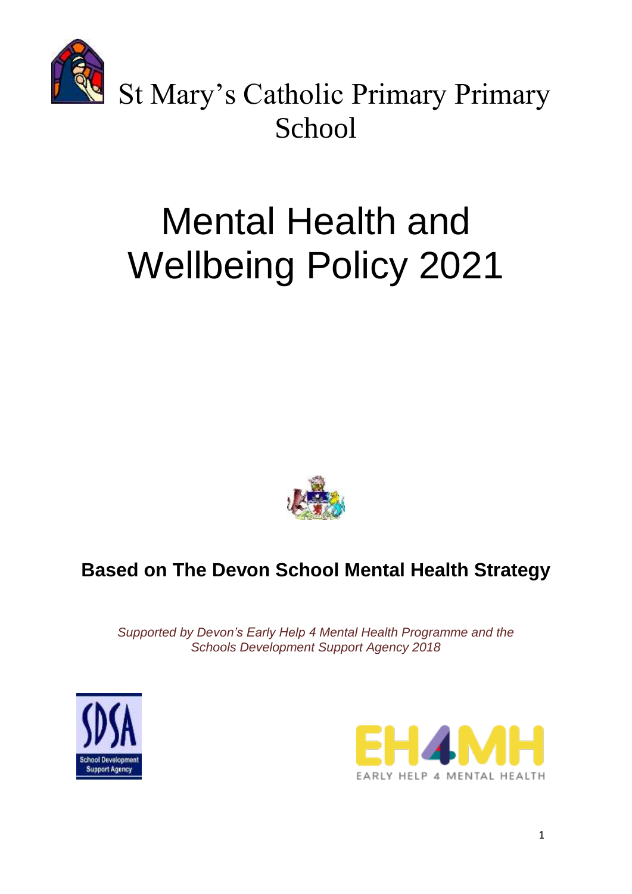# St Mary's Catholic Primary Primary School

# Mental Health and Wellbeing Policy 2021

**Based on The Devon School Mental Health Strategy**

*Supported by Devon's Early Help 4 Mental Health Programme and the Schools Development Support Agency 2018*

SDSA School Development Support Agency

EH4MH EARLY HELP 4 MENTAL HEALTH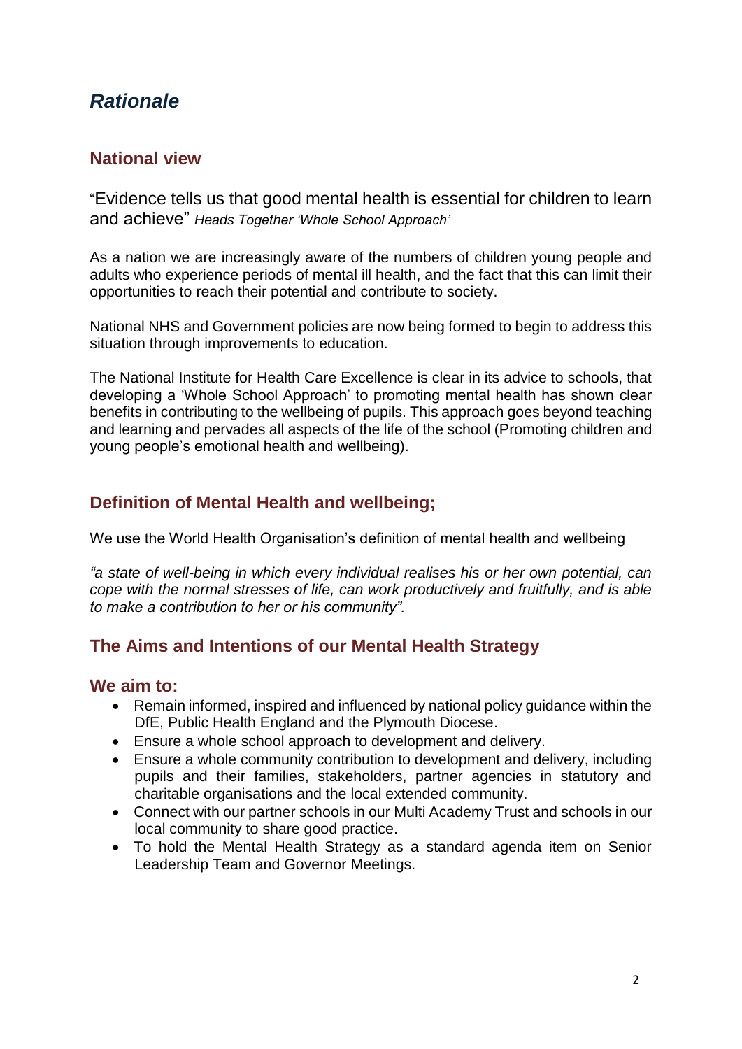# *Rationale*

## National view

"Evidence tells us that good mental health is essential for children to learn and achieve" *Heads Together 'Whole School Approach'*

As a nation we are increasingly aware of the numbers of children young people and adults who experience periods of mental ill health, and the fact that this can limit their opportunities to reach their potential and contribute to society.

National NHS and Government policies are now being formed to begin to address this situation through improvements to education.

The National Institute for Health Care Excellence is clear in its advice to schools, that developing a 'Whole School Approach' to promoting mental health has shown clear benefits in contributing to the wellbeing of pupils. This approach goes beyond teaching and learning and pervades all aspects of the life of the school (Promoting children and young people's emotional health and wellbeing).

## Definition of Mental Health and wellbeing;

We use the World Health Organisation's definition of mental health and wellbeing

*"a state of well-being in which every individual realises his or her own potential, can cope with the normal stresses of life, can work productively and fruitfully, and is able to make a contribution to her or his community".*

## The Aims and Intentions of our Mental Health Strategy

### We aim to:

- Remain informed, inspired and influenced by national policy guidance within the DfE, Public Health England and the Plymouth Diocese.
- Ensure a whole school approach to development and delivery.
- Ensure a whole community contribution to development and delivery, including pupils and their families, stakeholders, partner agencies in statutory and charitable organisations and the local extended community.
- Connect with our partner schools in our Multi Academy Trust and schools in our local community to share good practice.
- To hold the Mental Health Strategy as a standard agenda item on Senior Leadership Team and Governor Meetings.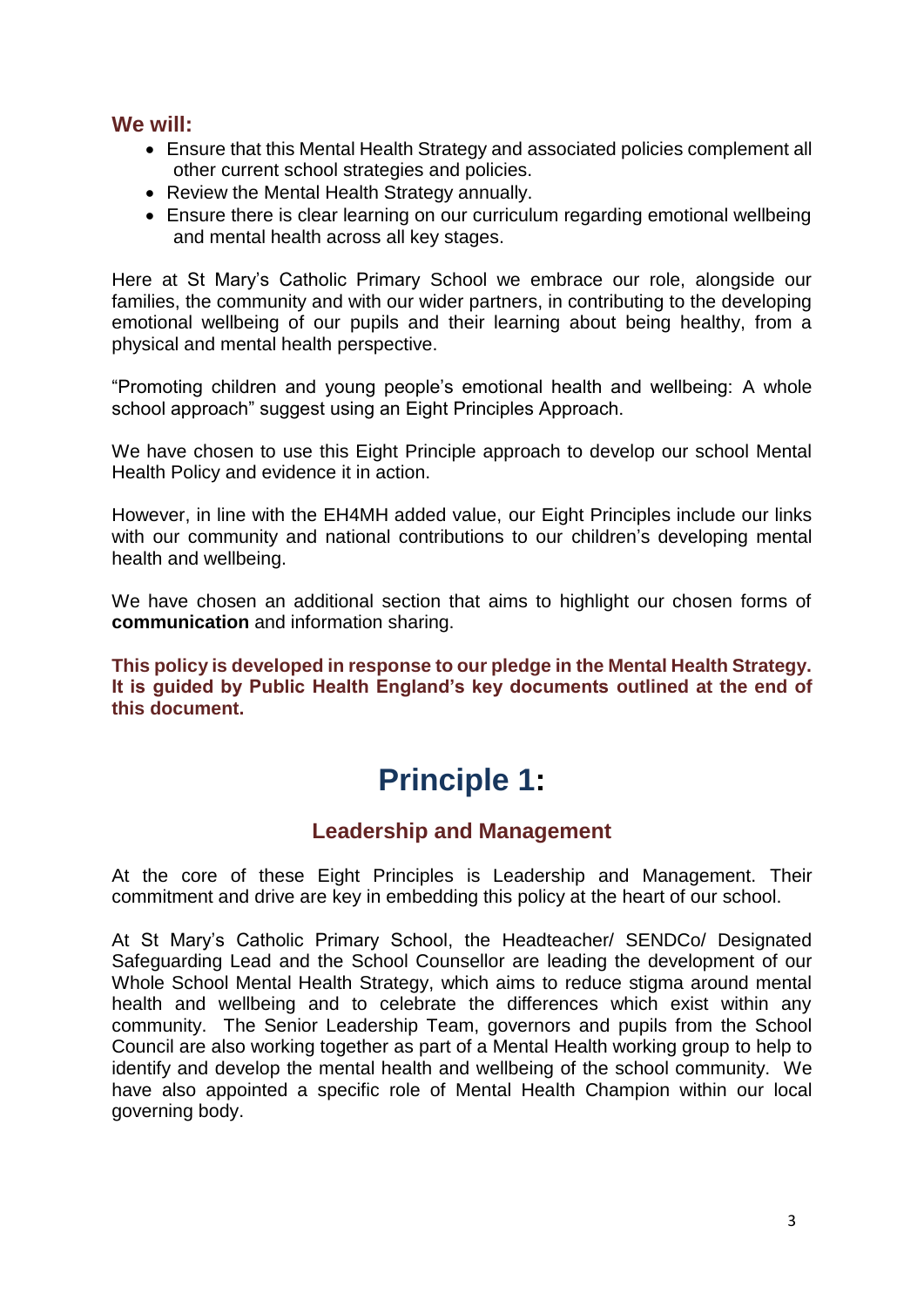### We will:

- Ensure that this Mental Health Strategy and associated policies complement all other current school strategies and policies.
- Review the Mental Health Strategy annually.
- Ensure there is clear learning on our curriculum regarding emotional wellbeing and mental health across all key stages.

Here at St Mary's Catholic Primary School we embrace our role, alongside our families, the community and with our wider partners, in contributing to the developing emotional wellbeing of our pupils and their learning about being healthy, from a physical and mental health perspective.

"Promoting children and young people's emotional health and wellbeing: A whole school approach" suggest using an Eight Principles Approach.

We have chosen to use this Eight Principle approach to develop our school Mental Health Policy and evidence it in action.

However, in line with the EH4MH added value, our Eight Principles include our links with our community and national contributions to our children's developing mental health and wellbeing.

We have chosen an additional section that aims to highlight our chosen forms of **communication** and information sharing.

**This policy is developed in response to our pledge in the Mental Health Strategy. It is guided by Public Health England's key documents outlined at the end of this document.**

# Principle 1:

## Leadership and Management

At the core of these Eight Principles is Leadership and Management. Their commitment and drive are key in embedding this policy at the heart of our school.

At St Mary's Catholic Primary School, the Headteacher/ SENDCo/ Designated Safeguarding Lead and the School Counsellor are leading the development of our Whole School Mental Health Strategy, which aims to reduce stigma around mental health and wellbeing and to celebrate the differences which exist within any community. The Senior Leadership Team, governors and pupils from the School Council are also working together as part of a Mental Health working group to help to identify and develop the mental health and wellbeing of the school community. We have also appointed a specific role of Mental Health Champion within our local governing body.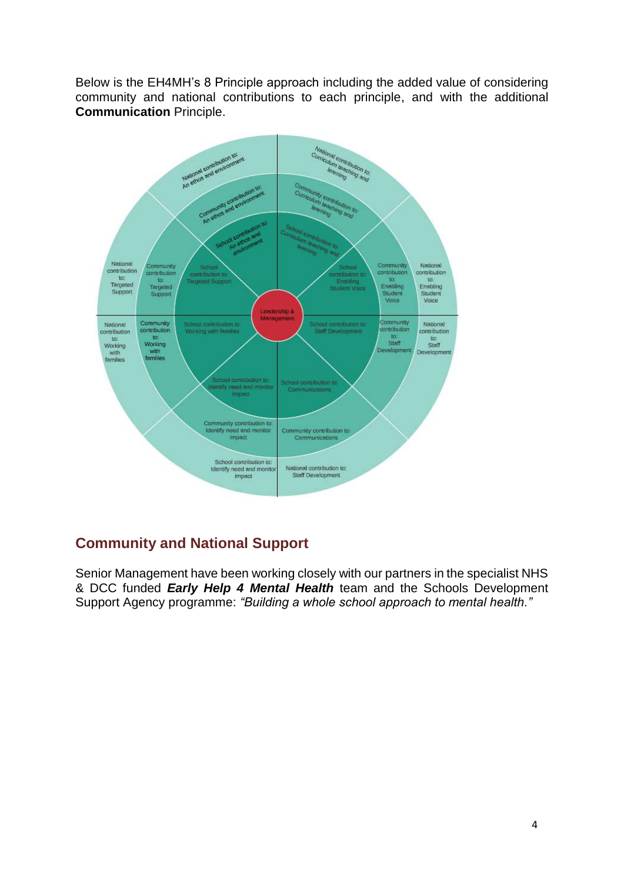Below is the EH4MH's 8 Principle approach including the added value of considering community and national contributions to each principle, and with the additional **Communication** Principle.

Leadership & Management

School contribution to: An ethos and environment

Community contribution to: An ethos and environment

National contribution to: An ethos and environment

School contribution to: Curriculum teaching and learning

Community contribution to: Curriculum teaching and learning

National contribution to: Curriculum teaching and learning

School contribution to: Enabling Student Voice

Community contribution to: Enabling Student Voice

National contribution to: Enabling Student Voice

School contribution to: Staff Development

Community contribution to: Staff Development

National contribution to: Staff Development

School contribution to: Communications

Community contribution to: Communications

National contribution to: Staff Development

School contribution to: Identify need and monitor impact

Community contribution to: Identify need and monitor impact

School contribution to: Identify need and monitor impact

School contribution to: Working with families

Community contribution to: Working with families

National contribution to: Working with families

School contribution to: Targeted Support

Community contribution to: Targeted Support

National contribution to: Targeted Support

## Community and National Support

Senior Management have been working closely with our partners in the specialist NHS & DCC funded ***Early Help 4 Mental Health*** team and the Schools Development Support Agency programme: *"Building a whole school approach to mental health."*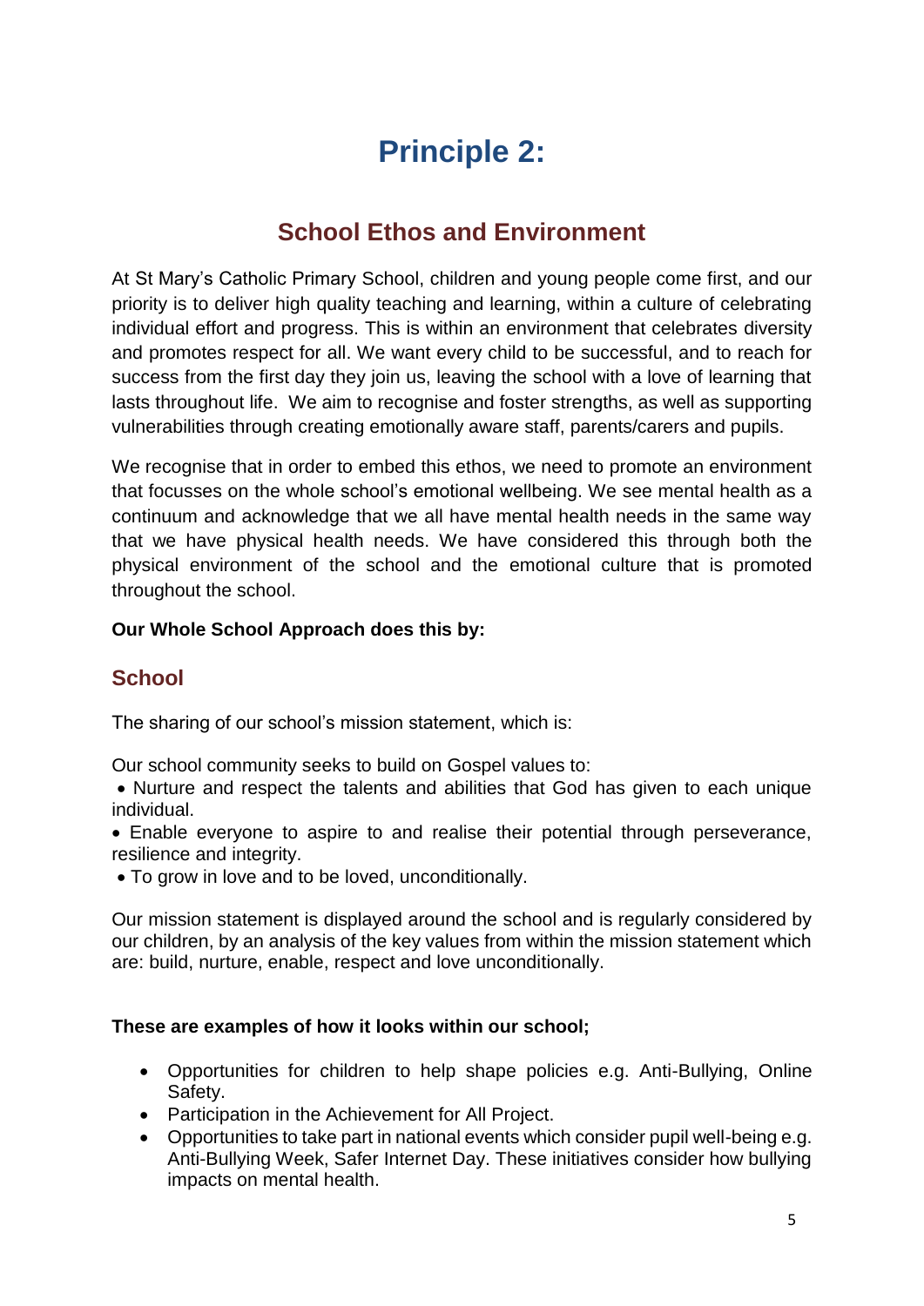# Principle 2:

## School Ethos and Environment

At St Mary's Catholic Primary School, children and young people come first, and our priority is to deliver high quality teaching and learning, within a culture of celebrating individual effort and progress. This is within an environment that celebrates diversity and promotes respect for all. We want every child to be successful, and to reach for success from the first day they join us, leaving the school with a love of learning that lasts throughout life. We aim to recognise and foster strengths, as well as supporting vulnerabilities through creating emotionally aware staff, parents/carers and pupils.

We recognise that in order to embed this ethos, we need to promote an environment that focusses on the whole school's emotional wellbeing. We see mental health as a continuum and acknowledge that we all have mental health needs in the same way that we have physical health needs. We have considered this through both the physical environment of the school and the emotional culture that is promoted throughout the school.

**Our Whole School Approach does this by:**

### School

The sharing of our school's mission statement, which is:

Our school community seeks to build on Gospel values to:

- Nurture and respect the talents and abilities that God has given to each unique individual.
- Enable everyone to aspire to and realise their potential through perseverance, resilience and integrity.
- To grow in love and to be loved, unconditionally.

Our mission statement is displayed around the school and is regularly considered by our children, by an analysis of the key values from within the mission statement which are: build, nurture, enable, respect and love unconditionally.

**These are examples of how it looks within our school;**

- Opportunities for children to help shape policies e.g. Anti-Bullying, Online Safety.
- Participation in the Achievement for All Project.
- Opportunities to take part in national events which consider pupil well-being e.g. Anti-Bullying Week, Safer Internet Day. These initiatives consider how bullying impacts on mental health.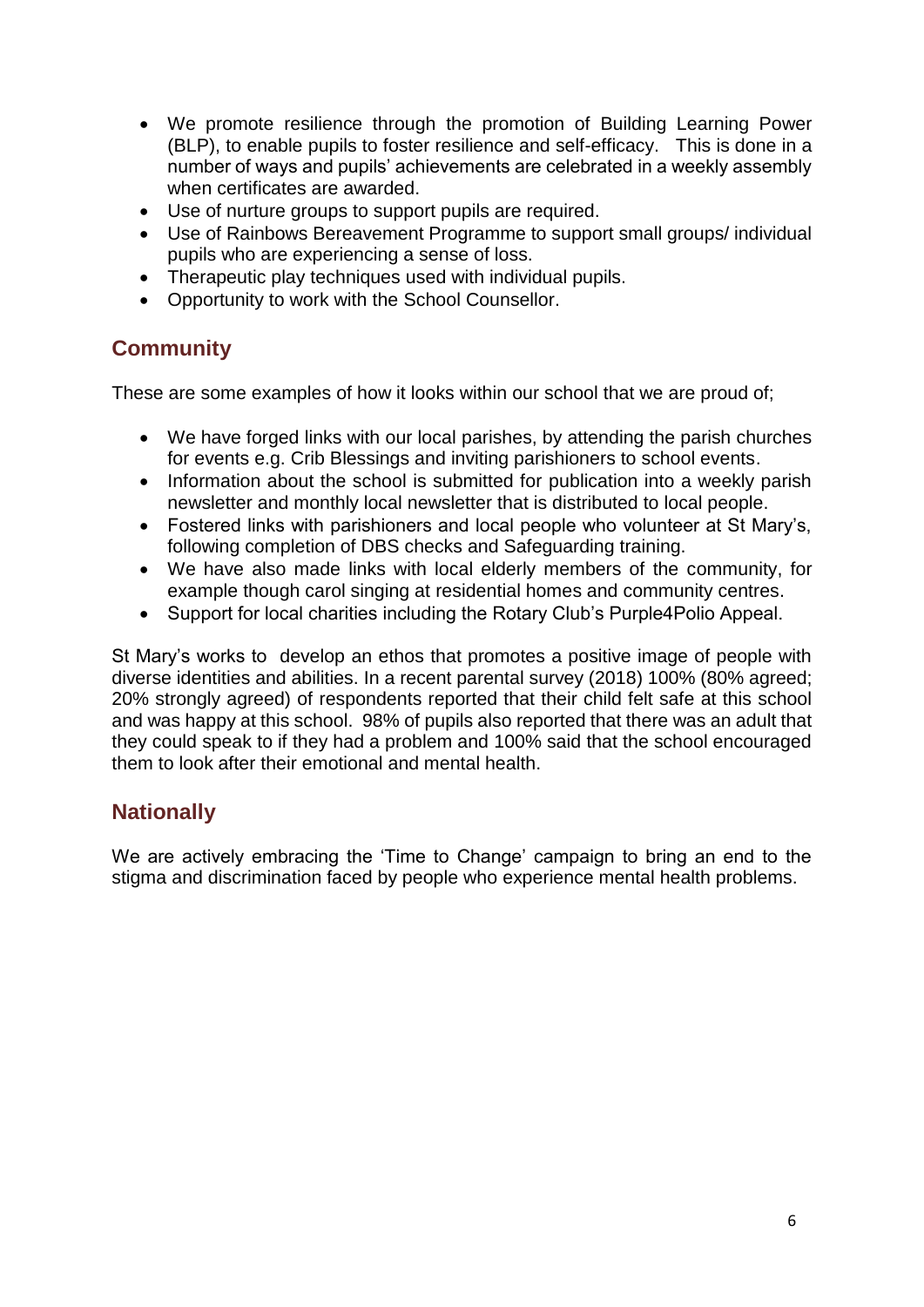- We promote resilience through the promotion of Building Learning Power (BLP), to enable pupils to foster resilience and self-efficacy. This is done in a number of ways and pupils' achievements are celebrated in a weekly assembly when certificates are awarded.
- Use of nurture groups to support pupils are required.
- Use of Rainbows Bereavement Programme to support small groups/ individual pupils who are experiencing a sense of loss.
- Therapeutic play techniques used with individual pupils.
- Opportunity to work with the School Counsellor.

## Community

These are some examples of how it looks within our school that we are proud of;

- We have forged links with our local parishes, by attending the parish churches for events e.g. Crib Blessings and inviting parishioners to school events.
- Information about the school is submitted for publication into a weekly parish newsletter and monthly local newsletter that is distributed to local people.
- Fostered links with parishioners and local people who volunteer at St Mary's, following completion of DBS checks and Safeguarding training.
- We have also made links with local elderly members of the community, for example though carol singing at residential homes and community centres.
- Support for local charities including the Rotary Club's Purple4Polio Appeal.

St Mary's works to develop an ethos that promotes a positive image of people with diverse identities and abilities. In a recent parental survey (2018) 100% (80% agreed; 20% strongly agreed) of respondents reported that their child felt safe at this school and was happy at this school. 98% of pupils also reported that there was an adult that they could speak to if they had a problem and 100% said that the school encouraged them to look after their emotional and mental health.

## Nationally

We are actively embracing the 'Time to Change' campaign to bring an end to the stigma and discrimination faced by people who experience mental health problems.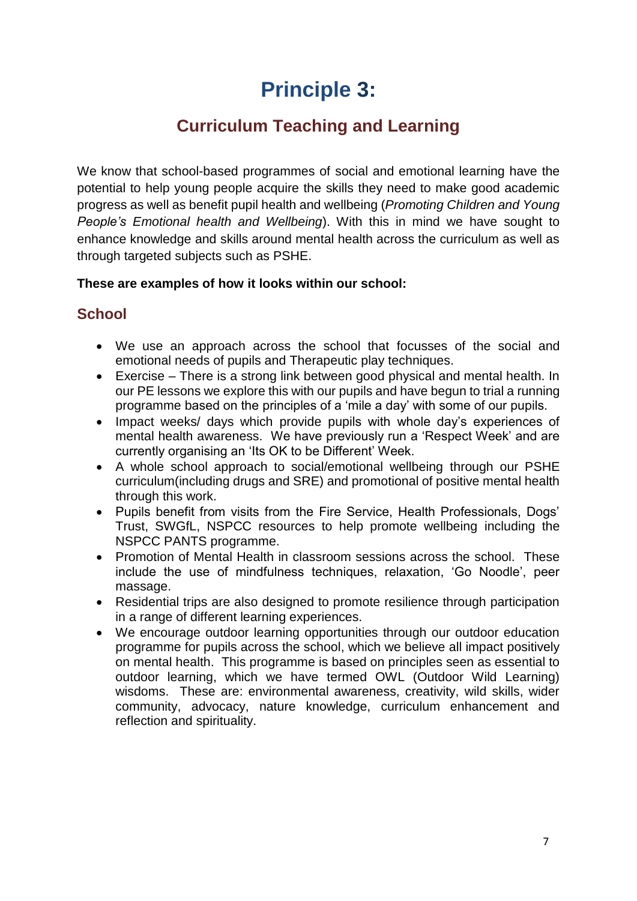# Principle 3:

## Curriculum Teaching and Learning

We know that school-based programmes of social and emotional learning have the potential to help young people acquire the skills they need to make good academic progress as well as benefit pupil health and wellbeing (*Promoting Children and Young People's Emotional health and Wellbeing*). With this in mind we have sought to enhance knowledge and skills around mental health across the curriculum as well as through targeted subjects such as PSHE.

**These are examples of how it looks within our school:**

### School

- We use an approach across the school that focusses of the social and emotional needs of pupils and Therapeutic play techniques.
- Exercise – There is a strong link between good physical and mental health. In our PE lessons we explore this with our pupils and have begun to trial a running programme based on the principles of a 'mile a day' with some of our pupils.
- Impact weeks/ days which provide pupils with whole day's experiences of mental health awareness. We have previously run a 'Respect Week' and are currently organising an 'Its OK to be Different' Week.
- A whole school approach to social/emotional wellbeing through our PSHE curriculum(including drugs and SRE) and promotional of positive mental health through this work.
- Pupils benefit from visits from the Fire Service, Health Professionals, Dogs' Trust, SWGfL, NSPCC resources to help promote wellbeing including the NSPCC PANTS programme.
- Promotion of Mental Health in classroom sessions across the school. These include the use of mindfulness techniques, relaxation, 'Go Noodle', peer massage.
- Residential trips are also designed to promote resilience through participation in a range of different learning experiences.
- We encourage outdoor learning opportunities through our outdoor education programme for pupils across the school, which we believe all impact positively on mental health. This programme is based on principles seen as essential to outdoor learning, which we have termed OWL (Outdoor Wild Learning) wisdoms. These are: environmental awareness, creativity, wild skills, wider community, advocacy, nature knowledge, curriculum enhancement and reflection and spirituality.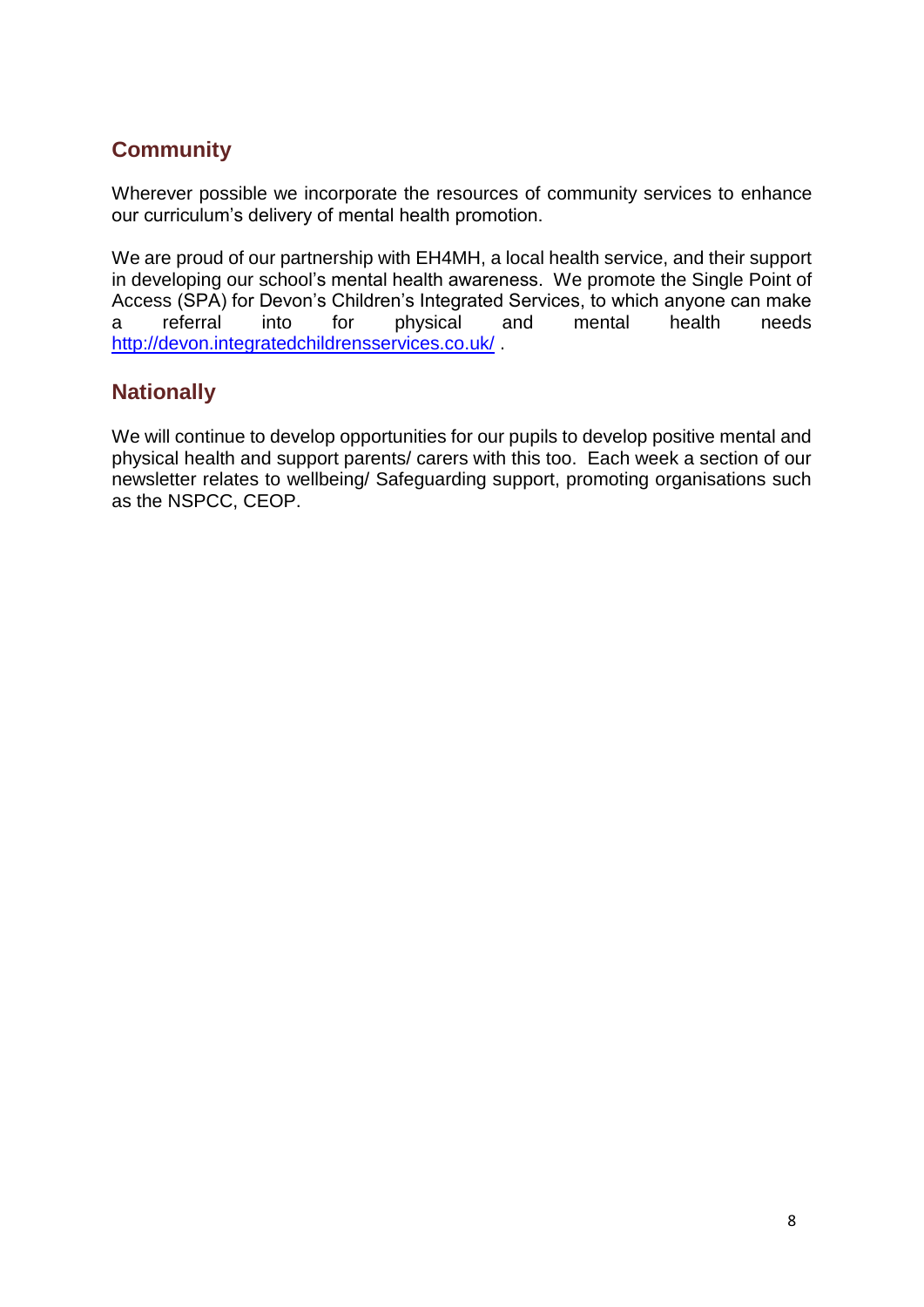## Community

Wherever possible we incorporate the resources of community services to enhance our curriculum's delivery of mental health promotion.

We are proud of our partnership with EH4MH, a local health service, and their support in developing our school's mental health awareness. We promote the Single Point of Access (SPA) for Devon's Children's Integrated Services, to which anyone can make a referral into for physical and mental health needs [http://devon.integratedchildrensservices.co.uk/](http://devon.integratedchildrensservices.co.uk/) .

## Nationally

We will continue to develop opportunities for our pupils to develop positive mental and physical health and support parents/ carers with this too. Each week a section of our newsletter relates to wellbeing/ Safeguarding support, promoting organisations such as the NSPCC, CEOP.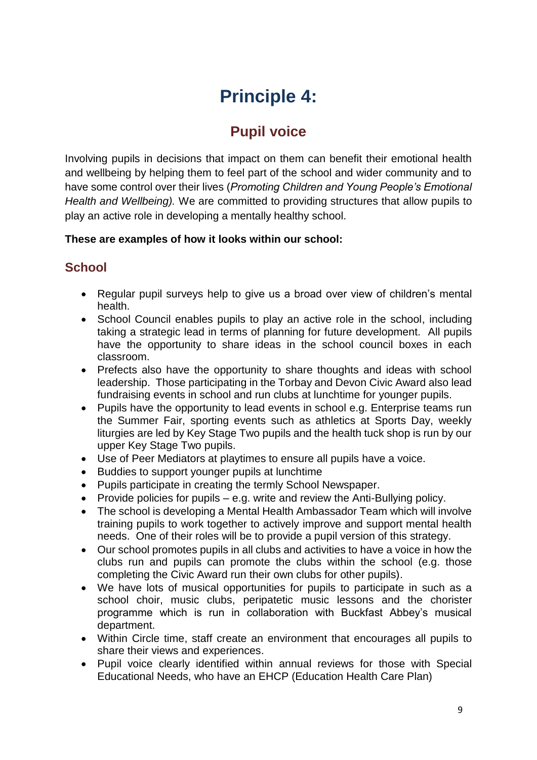# Principle 4:

## Pupil voice

Involving pupils in decisions that impact on them can benefit their emotional health and wellbeing by helping them to feel part of the school and wider community and to have some control over their lives (*Promoting Children and Young People's Emotional Health and Wellbeing).* We are committed to providing structures that allow pupils to play an active role in developing a mentally healthy school.

**These are examples of how it looks within our school:**

### School

- Regular pupil surveys help to give us a broad over view of children's mental health.
- School Council enables pupils to play an active role in the school, including taking a strategic lead in terms of planning for future development. All pupils have the opportunity to share ideas in the school council boxes in each classroom.
- Prefects also have the opportunity to share thoughts and ideas with school leadership. Those participating in the Torbay and Devon Civic Award also lead fundraising events in school and run clubs at lunchtime for younger pupils.
- Pupils have the opportunity to lead events in school e.g. Enterprise teams run the Summer Fair, sporting events such as athletics at Sports Day, weekly liturgies are led by Key Stage Two pupils and the health tuck shop is run by our upper Key Stage Two pupils.
- Use of Peer Mediators at playtimes to ensure all pupils have a voice.
- Buddies to support younger pupils at lunchtime
- Pupils participate in creating the termly School Newspaper.
- Provide policies for pupils – e.g. write and review the Anti-Bullying policy.
- The school is developing a Mental Health Ambassador Team which will involve training pupils to work together to actively improve and support mental health needs. One of their roles will be to provide a pupil version of this strategy.
- Our school promotes pupils in all clubs and activities to have a voice in how the clubs run and pupils can promote the clubs within the school (e.g. those completing the Civic Award run their own clubs for other pupils).
- We have lots of musical opportunities for pupils to participate in such as a school choir, music clubs, peripatetic music lessons and the chorister programme which is run in collaboration with Buckfast Abbey's musical department.
- Within Circle time, staff create an environment that encourages all pupils to share their views and experiences.
- Pupil voice clearly identified within annual reviews for those with Special Educational Needs, who have an EHCP (Education Health Care Plan)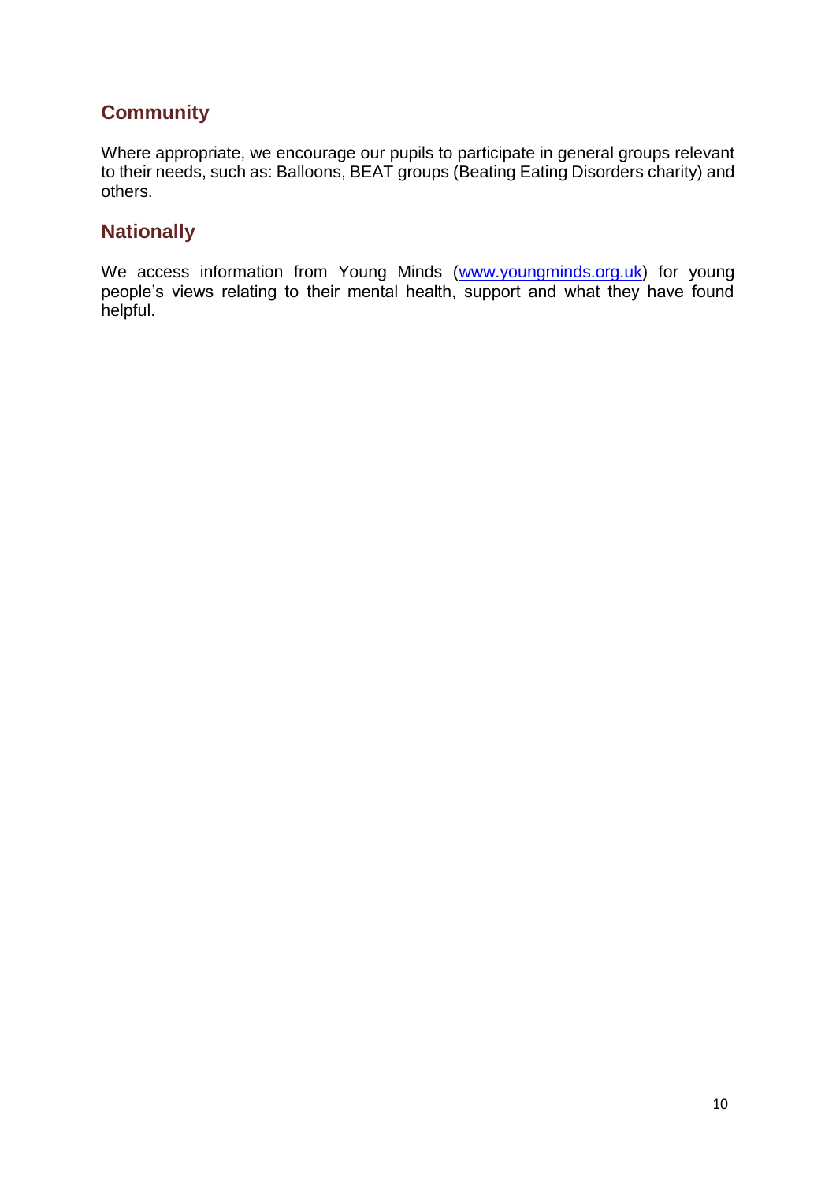## Community

Where appropriate, we encourage our pupils to participate in general groups relevant to their needs, such as: Balloons, BEAT groups (Beating Eating Disorders charity) and others.

## Nationally

We access information from Young Minds ([www.youngminds.org.uk](http://www.youngminds.org.uk)) for young people's views relating to their mental health, support and what they have found helpful.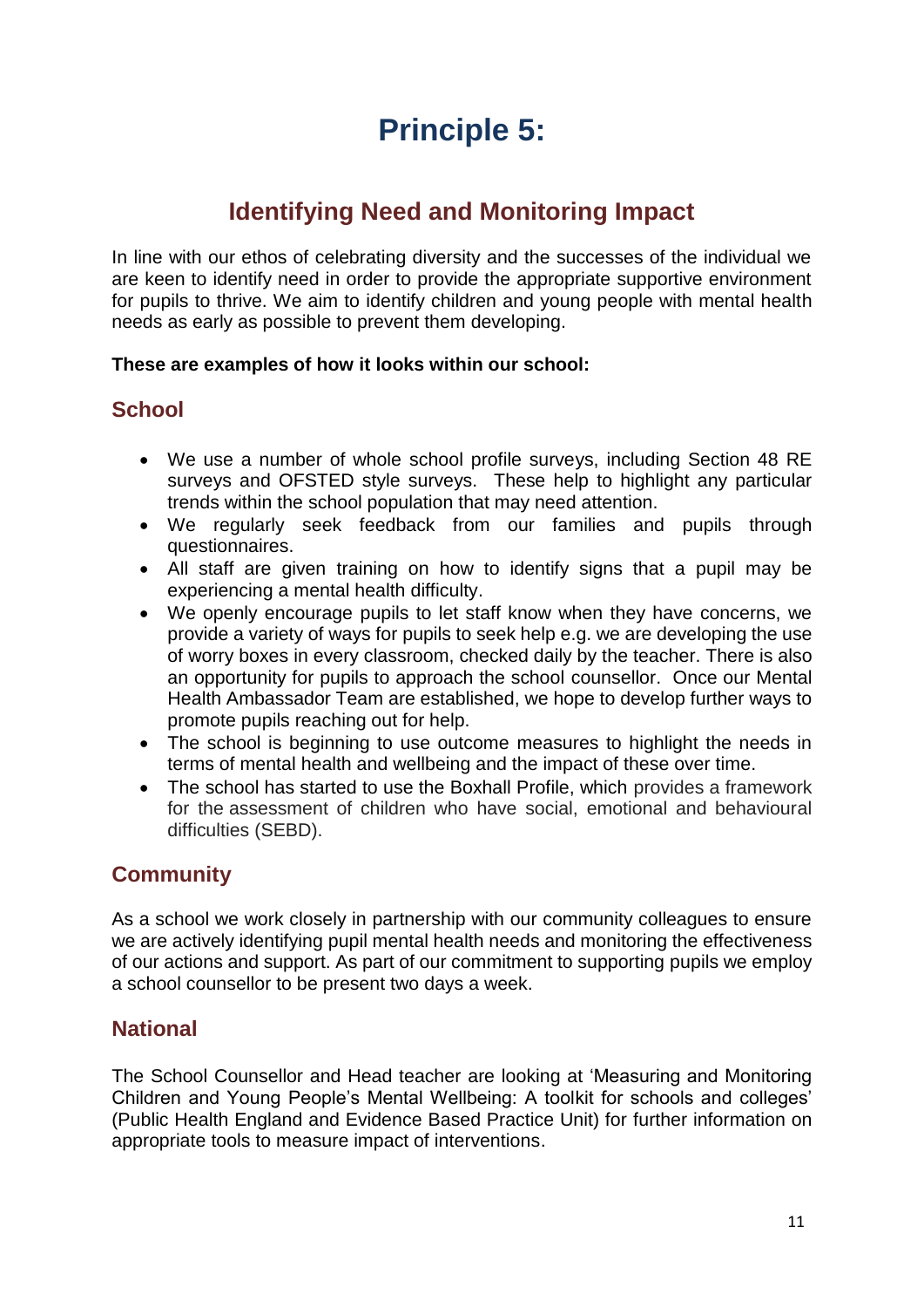# Principle 5:

## Identifying Need and Monitoring Impact

In line with our ethos of celebrating diversity and the successes of the individual we are keen to identify need in order to provide the appropriate supportive environment for pupils to thrive. We aim to identify children and young people with mental health needs as early as possible to prevent them developing.

**These are examples of how it looks within our school:**

### School

- We use a number of whole school profile surveys, including Section 48 RE surveys and OFSTED style surveys. These help to highlight any particular trends within the school population that may need attention.
- We regularly seek feedback from our families and pupils through questionnaires.
- All staff are given training on how to identify signs that a pupil may be experiencing a mental health difficulty.
- We openly encourage pupils to let staff know when they have concerns, we provide a variety of ways for pupils to seek help e.g. we are developing the use of worry boxes in every classroom, checked daily by the teacher. There is also an opportunity for pupils to approach the school counsellor. Once our Mental Health Ambassador Team are established, we hope to develop further ways to promote pupils reaching out for help.
- The school is beginning to use outcome measures to highlight the needs in terms of mental health and wellbeing and the impact of these over time.
- The school has started to use the Boxhall Profile, which provides a framework for the assessment of children who have social, emotional and behavioural difficulties (SEBD).

### Community

As a school we work closely in partnership with our community colleagues to ensure we are actively identifying pupil mental health needs and monitoring the effectiveness of our actions and support. As part of our commitment to supporting pupils we employ a school counsellor to be present two days a week.

### National

The School Counsellor and Head teacher are looking at 'Measuring and Monitoring Children and Young People's Mental Wellbeing: A toolkit for schools and colleges' (Public Health England and Evidence Based Practice Unit) for further information on appropriate tools to measure impact of interventions.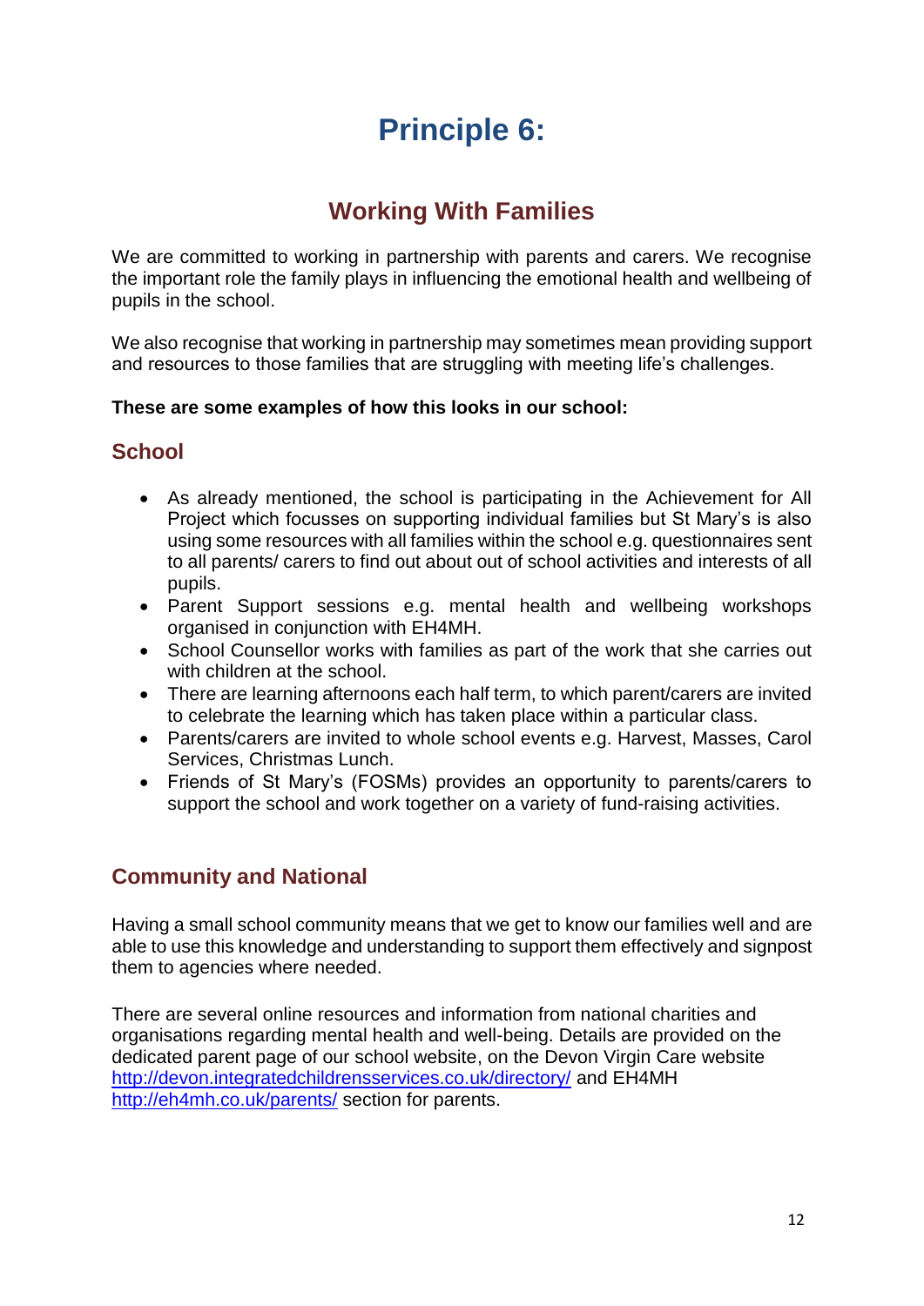# Principle 6:

## Working With Families

We are committed to working in partnership with parents and carers. We recognise the important role the family plays in influencing the emotional health and wellbeing of pupils in the school.

We also recognise that working in partnership may sometimes mean providing support and resources to those families that are struggling with meeting life's challenges.

**These are some examples of how this looks in our school:**

### School

- As already mentioned, the school is participating in the Achievement for All Project which focusses on supporting individual families but St Mary's is also using some resources with all families within the school e.g. questionnaires sent to all parents/ carers to find out about out of school activities and interests of all pupils.
- Parent Support sessions e.g. mental health and wellbeing workshops organised in conjunction with EH4MH.
- School Counsellor works with families as part of the work that she carries out with children at the school.
- There are learning afternoons each half term, to which parent/carers are invited to celebrate the learning which has taken place within a particular class.
- Parents/carers are invited to whole school events e.g. Harvest, Masses, Carol Services, Christmas Lunch.
- Friends of St Mary's (FOSMs) provides an opportunity to parents/carers to support the school and work together on a variety of fund-raising activities.

### Community and National

Having a small school community means that we get to know our families well and are able to use this knowledge and understanding to support them effectively and signpost them to agencies where needed.

There are several online resources and information from national charities and organisations regarding mental health and well-being. Details are provided on the dedicated parent page of our school website, on the Devon Virgin Care website [http://devon.integratedchildrensservices.co.uk/directory/](http://devon.integratedchildrensservices.co.uk/directory/) and EH4MH [http://eh4mh.co.uk/parents/](http://eh4mh.co.uk/parents/) section for parents.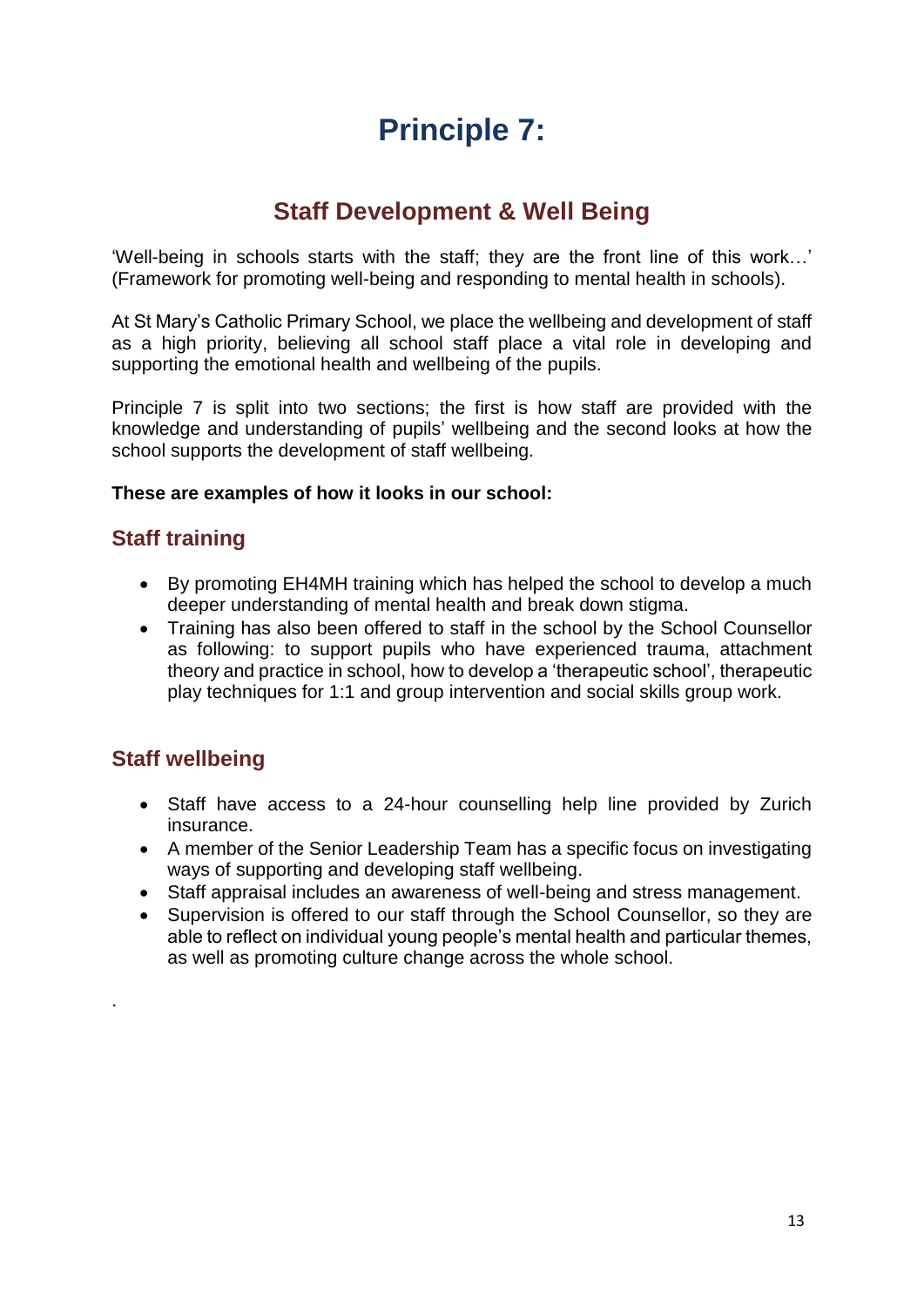# Principle 7:

## Staff Development & Well Being

'Well-being in schools starts with the staff; they are the front line of this work…' (Framework for promoting well-being and responding to mental health in schools).

At St Mary's Catholic Primary School, we place the wellbeing and development of staff as a high priority, believing all school staff place a vital role in developing and supporting the emotional health and wellbeing of the pupils.

Principle 7 is split into two sections; the first is how staff are provided with the knowledge and understanding of pupils' wellbeing and the second looks at how the school supports the development of staff wellbeing.

**These are examples of how it looks in our school:**

### Staff training

- By promoting EH4MH training which has helped the school to develop a much deeper understanding of mental health and break down stigma.
- Training has also been offered to staff in the school by the School Counsellor as following: to support pupils who have experienced trauma, attachment theory and practice in school, how to develop a 'therapeutic school', therapeutic play techniques for 1:1 and group intervention and social skills group work.

### Staff wellbeing

- Staff have access to a 24-hour counselling help line provided by Zurich insurance.
- A member of the Senior Leadership Team has a specific focus on investigating ways of supporting and developing staff wellbeing.
- Staff appraisal includes an awareness of well-being and stress management.
- Supervision is offered to our staff through the School Counsellor, so they are able to reflect on individual young people's mental health and particular themes, as well as promoting culture change across the whole school.

.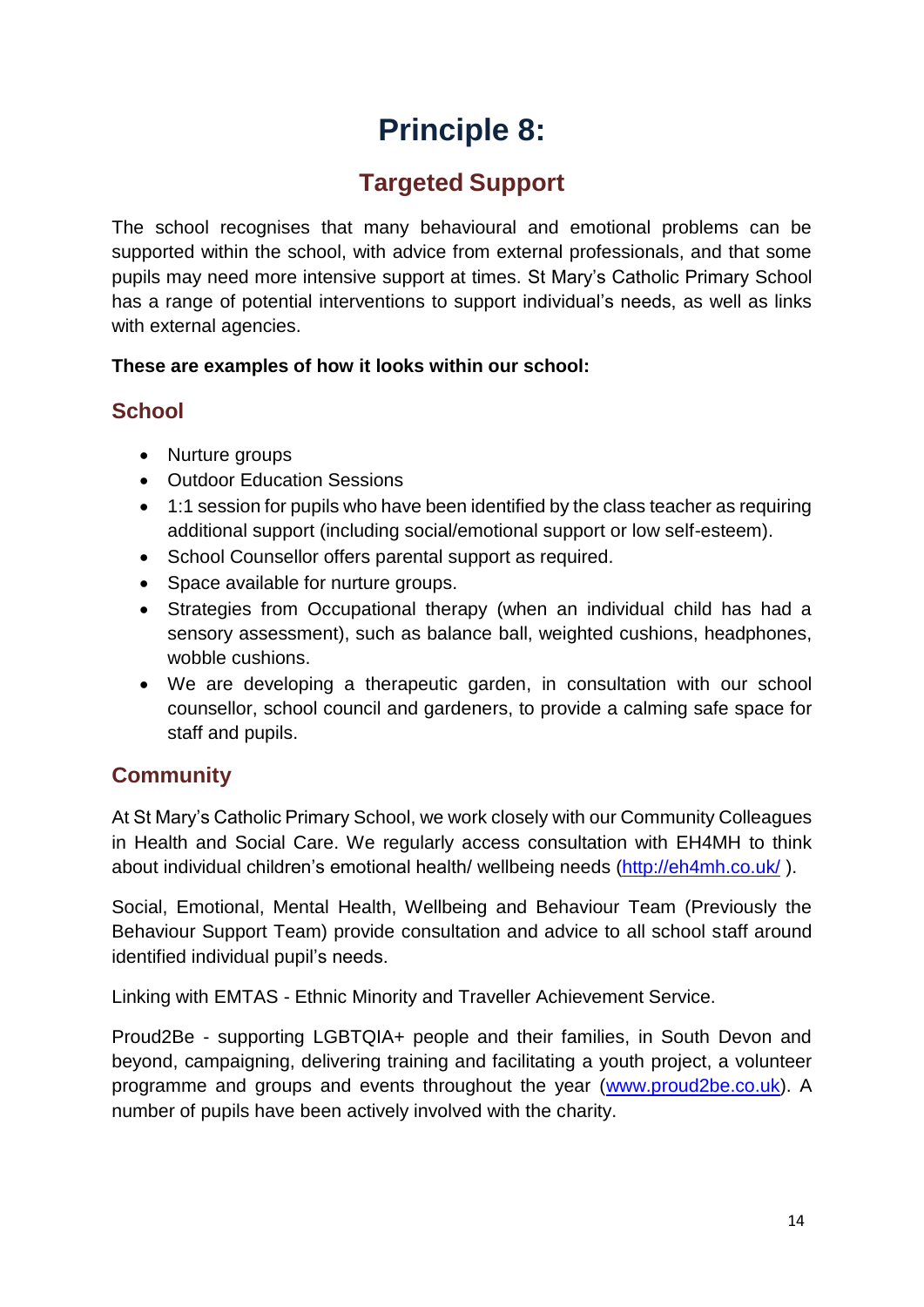# Principle 8:

## Targeted Support

The school recognises that many behavioural and emotional problems can be supported within the school, with advice from external professionals, and that some pupils may need more intensive support at times. St Mary's Catholic Primary School has a range of potential interventions to support individual's needs, as well as links with external agencies.

**These are examples of how it looks within our school:**

### School

- Nurture groups
- Outdoor Education Sessions
- 1:1 session for pupils who have been identified by the class teacher as requiring additional support (including social/emotional support or low self-esteem).
- School Counsellor offers parental support as required.
- Space available for nurture groups.
- Strategies from Occupational therapy (when an individual child has had a sensory assessment), such as balance ball, weighted cushions, headphones, wobble cushions.
- We are developing a therapeutic garden, in consultation with our school counsellor, school council and gardeners, to provide a calming safe space for staff and pupils.

### Community

At St Mary's Catholic Primary School, we work closely with our Community Colleagues in Health and Social Care. We regularly access consultation with EH4MH to think about individual children's emotional health/ wellbeing needs (http://eh4mh.co.uk/ ).

Social, Emotional, Mental Health, Wellbeing and Behaviour Team (Previously the Behaviour Support Team) provide consultation and advice to all school staff around identified individual pupil's needs.

Linking with EMTAS - Ethnic Minority and Traveller Achievement Service.

Proud2Be - supporting LGBTQIA+ people and their families, in South Devon and beyond, campaigning, delivering training and facilitating a youth project, a volunteer programme and groups and events throughout the year (www.proud2be.co.uk). A number of pupils have been actively involved with the charity.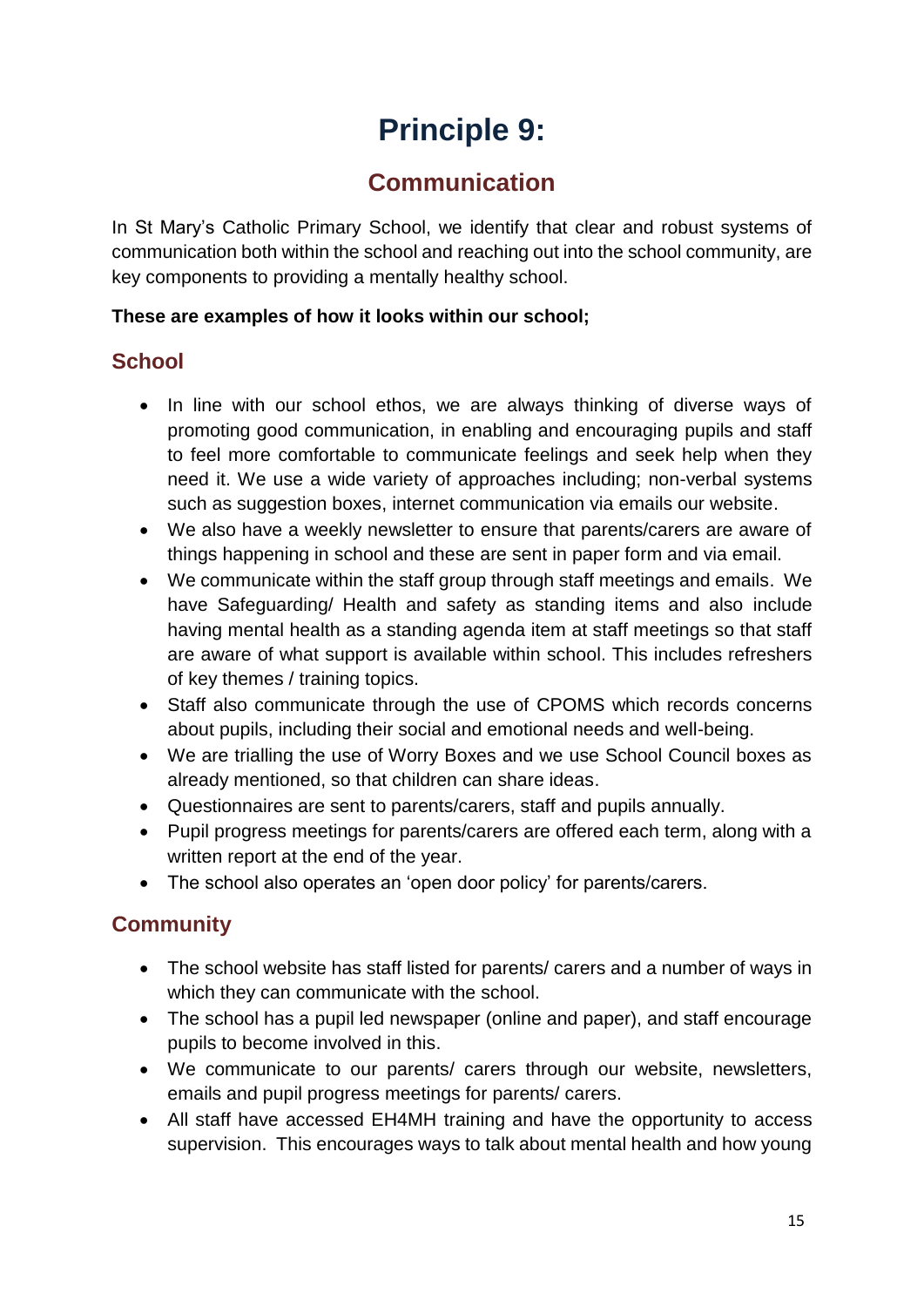# Principle 9:

## Communication

In St Mary's Catholic Primary School, we identify that clear and robust systems of communication both within the school and reaching out into the school community, are key components to providing a mentally healthy school.

**These are examples of how it looks within our school;**

### School

- In line with our school ethos, we are always thinking of diverse ways of promoting good communication, in enabling and encouraging pupils and staff to feel more comfortable to communicate feelings and seek help when they need it. We use a wide variety of approaches including; non-verbal systems such as suggestion boxes, internet communication via emails our website.
- We also have a weekly newsletter to ensure that parents/carers are aware of things happening in school and these are sent in paper form and via email.
- We communicate within the staff group through staff meetings and emails. We have Safeguarding/ Health and safety as standing items and also include having mental health as a standing agenda item at staff meetings so that staff are aware of what support is available within school. This includes refreshers of key themes / training topics.
- Staff also communicate through the use of CPOMS which records concerns about pupils, including their social and emotional needs and well-being.
- We are trialling the use of Worry Boxes and we use School Council boxes as already mentioned, so that children can share ideas.
- Questionnaires are sent to parents/carers, staff and pupils annually.
- Pupil progress meetings for parents/carers are offered each term, along with a written report at the end of the year.
- The school also operates an 'open door policy' for parents/carers.

### Community

- The school website has staff listed for parents/ carers and a number of ways in which they can communicate with the school.
- The school has a pupil led newspaper (online and paper), and staff encourage pupils to become involved in this.
- We communicate to our parents/ carers through our website, newsletters, emails and pupil progress meetings for parents/ carers.
- All staff have accessed EH4MH training and have the opportunity to access supervision. This encourages ways to talk about mental health and how young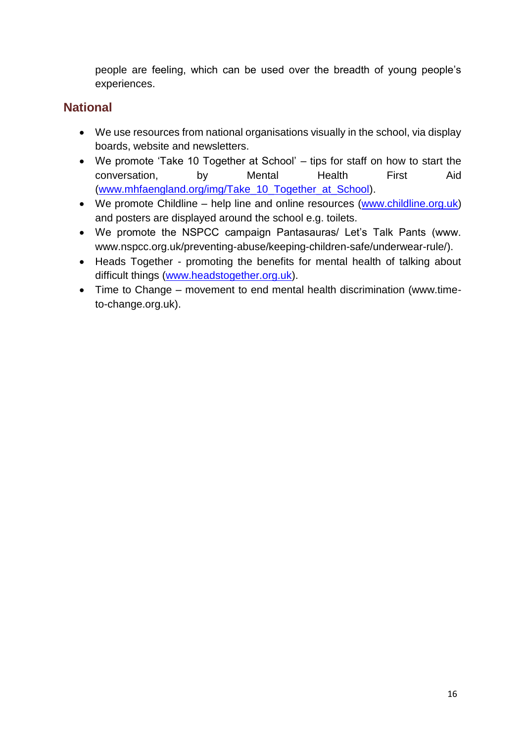people are feeling, which can be used over the breadth of young people's experiences.

## National

- We use resources from national organisations visually in the school, via display boards, website and newsletters.
- We promote 'Take 10 Together at School' – tips for staff on how to start the conversation, by Mental Health First Aid (www.mhfaengland.org/img/Take_10_Together_at_School).
- We promote Childline – help line and online resources (www.childline.org.uk) and posters are displayed around the school e.g. toilets.
- We promote the NSPCC campaign Pantasauras/ Let's Talk Pants (www. www.nspcc.org.uk/preventing-abuse/keeping-children-safe/underwear-rule/).
- Heads Together - promoting the benefits for mental health of talking about difficult things (www.headstogether.org.uk).
- Time to Change – movement to end mental health discrimination (www.time-to-change.org.uk).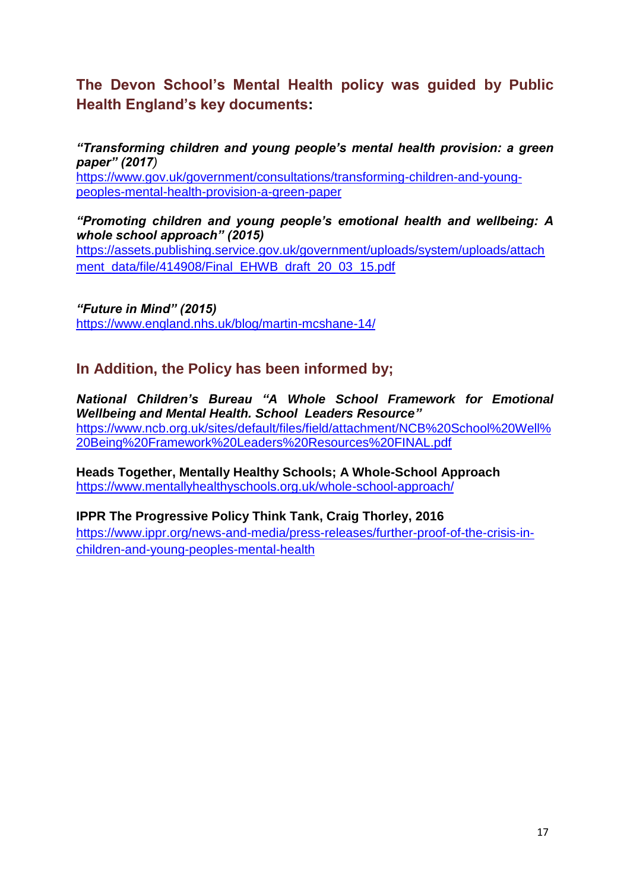## The Devon School's Mental Health policy was guided by Public Health England's key documents:

***"Transforming children and young people's mental health provision: a green paper" (2017)***
https://www.gov.uk/government/consultations/transforming-children-and-young-peoples-mental-health-provision-a-green-paper

***"Promoting children and young people's emotional health and wellbeing: A whole school approach" (2015)***
https://assets.publishing.service.gov.uk/government/uploads/system/uploads/attachment_data/file/414908/Final_EHWB_draft_20_03_15.pdf

***"Future in Mind" (2015)***
https://www.england.nhs.uk/blog/martin-mcshane-14/

## In Addition, the Policy has been informed by;

***National Children's Bureau "A Whole School Framework for Emotional Wellbeing and Mental Health. School Leaders Resource"***
https://www.ncb.org.uk/sites/default/files/field/attachment/NCB%20School%20Well%20Being%20Framework%20Leaders%20Resources%20FINAL.pdf

**Heads Together, Mentally Healthy Schools; A Whole-School Approach**
https://www.mentallyhealthyschools.org.uk/whole-school-approach/

**IPPR The Progressive Policy Think Tank, Craig Thorley, 2016**
https://www.ippr.org/news-and-media/press-releases/further-proof-of-the-crisis-in-children-and-young-peoples-mental-health